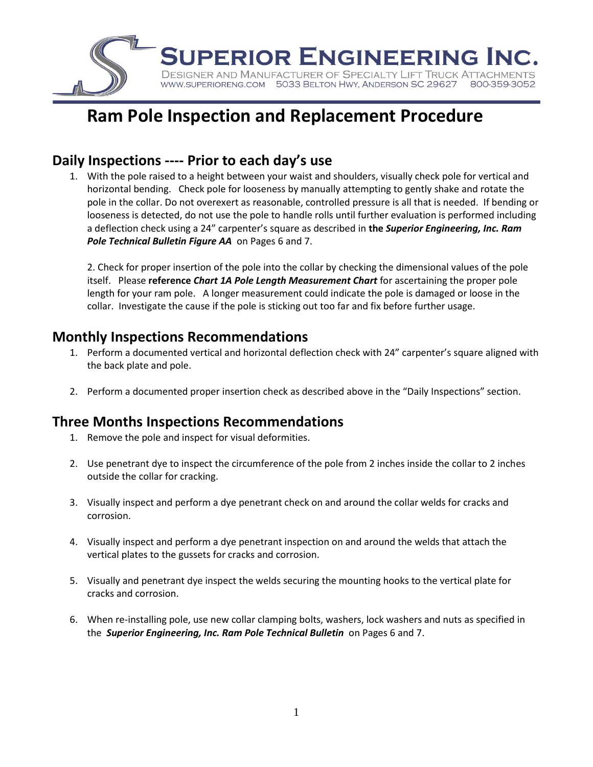**SUPERIOR ENGINEERING INC.**

DESIGNER AND MANUFACTURER OF SPECIALTY LIFT TRUCK ATTACHMENTS
WWW.SUPERIORENG.COM 5033 BELTON HWY, ANDERSON SC 29627 800-359-3052

# Ram Pole Inspection and Replacement Procedure

## Daily Inspections ---- Prior to each day's use

1. With the pole raised to a height between your waist and shoulders, visually check pole for vertical and horizontal bending. Check pole for looseness by manually attempting to gently shake and rotate the pole in the collar. Do not overexert as reasonable, controlled pressure is all that is needed. If bending or looseness is detected, do not use the pole to handle rolls until further evaluation is performed including a deflection check using a 24" carpenter's square as described in **the *Superior Engineering, Inc. Ram Pole Technical Bulletin Figure AA*** on Pages 6 and 7.

2. Check for proper insertion of the pole into the collar by checking the dimensional values of the pole itself. Please **reference *Chart 1A Pole Length Measurement Chart*** for ascertaining the proper pole length for your ram pole. A longer measurement could indicate the pole is damaged or loose in the collar. Investigate the cause if the pole is sticking out too far and fix before further usage.

## Monthly Inspections Recommendations

1. Perform a documented vertical and horizontal deflection check with 24" carpenter's square aligned with the back plate and pole.

2. Perform a documented proper insertion check as described above in the "Daily Inspections" section.

## Three Months Inspections Recommendations

1. Remove the pole and inspect for visual deformities.

2. Use penetrant dye to inspect the circumference of the pole from 2 inches inside the collar to 2 inches outside the collar for cracking.

3. Visually inspect and perform a dye penetrant check on and around the collar welds for cracks and corrosion.

4. Visually inspect and perform a dye penetrant inspection on and around the welds that attach the vertical plates to the gussets for cracks and corrosion.

5. Visually and penetrant dye inspect the welds securing the mounting hooks to the vertical plate for cracks and corrosion.

6. When re-installing pole, use new collar clamping bolts, washers, lock washers and nuts as specified in the ***Superior Engineering, Inc. Ram Pole Technical Bulletin*** on Pages 6 and 7.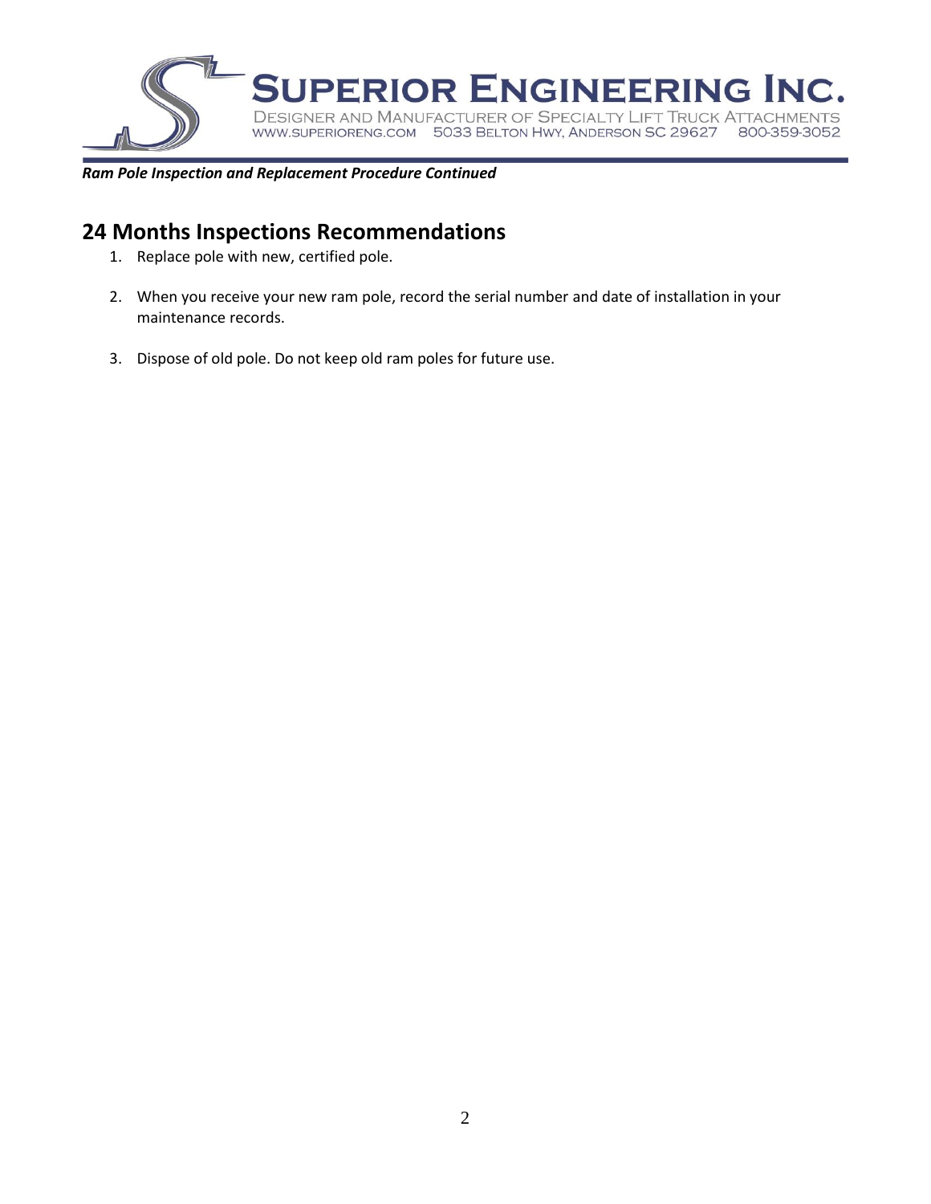*Ram Pole Inspection and Replacement Procedure Continued*

## 24 Months Inspections Recommendations

1. Replace pole with new, certified pole.
2. When you receive your new ram pole, record the serial number and date of installation in your maintenance records.
3. Dispose of old pole. Do not keep old ram poles for future use.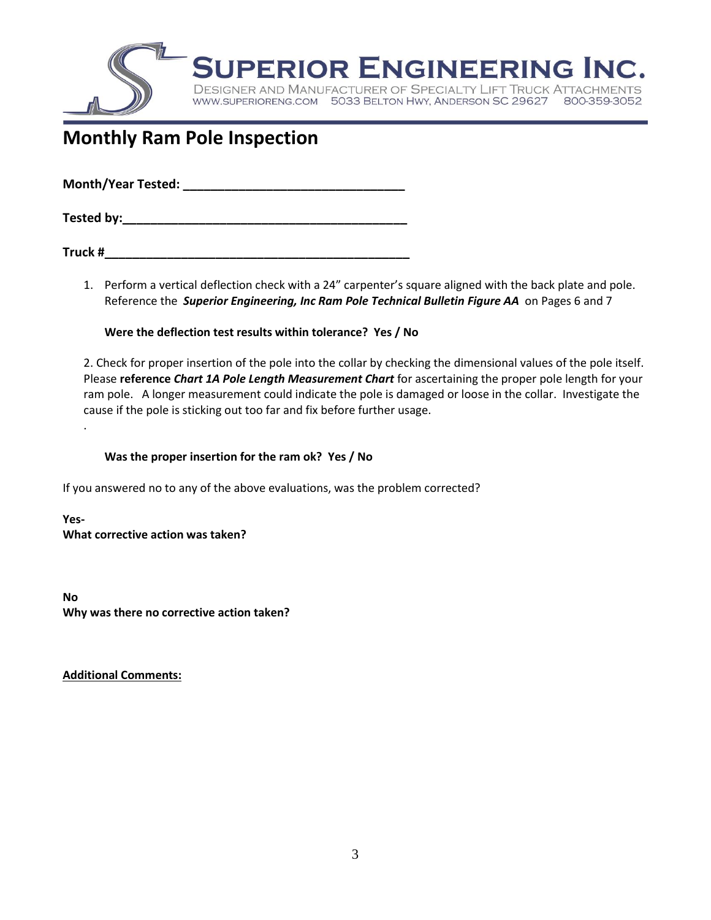**SUPERIOR ENGINEERING INC.**
DESIGNER AND MANUFACTURER OF SPECIALTY LIFT TRUCK ATTACHMENTS
WWW.SUPERIORENG.COM 5033 BELTON HWY, ANDERSON SC 29627 800-359-3052

# Monthly Ram Pole Inspection

**Month/Year Tested: ________________________________**

**Tested by:__________________________________________**

**Truck #_____________________________________________**

1. Perform a vertical deflection check with a 24" carpenter's square aligned with the back plate and pole. Reference the ***Superior Engineering, Inc Ram Pole Technical Bulletin Figure AA*** on Pages 6 and 7

   **Were the deflection test results within tolerance? Yes / No**

2. Check for proper insertion of the pole into the collar by checking the dimensional values of the pole itself. Please **reference *Chart 1A Pole Length Measurement Chart*** for ascertaining the proper pole length for your ram pole. A longer measurement could indicate the pole is damaged or loose in the collar. Investigate the cause if the pole is sticking out too far and fix before further usage.

   .

   **Was the proper insertion for the ram ok? Yes / No**

If you answered no to any of the above evaluations, was the problem corrected?

**Yes-**
**What corrective action was taken?**

**No**
**Why was there no corrective action taken?**

**Additional Comments:**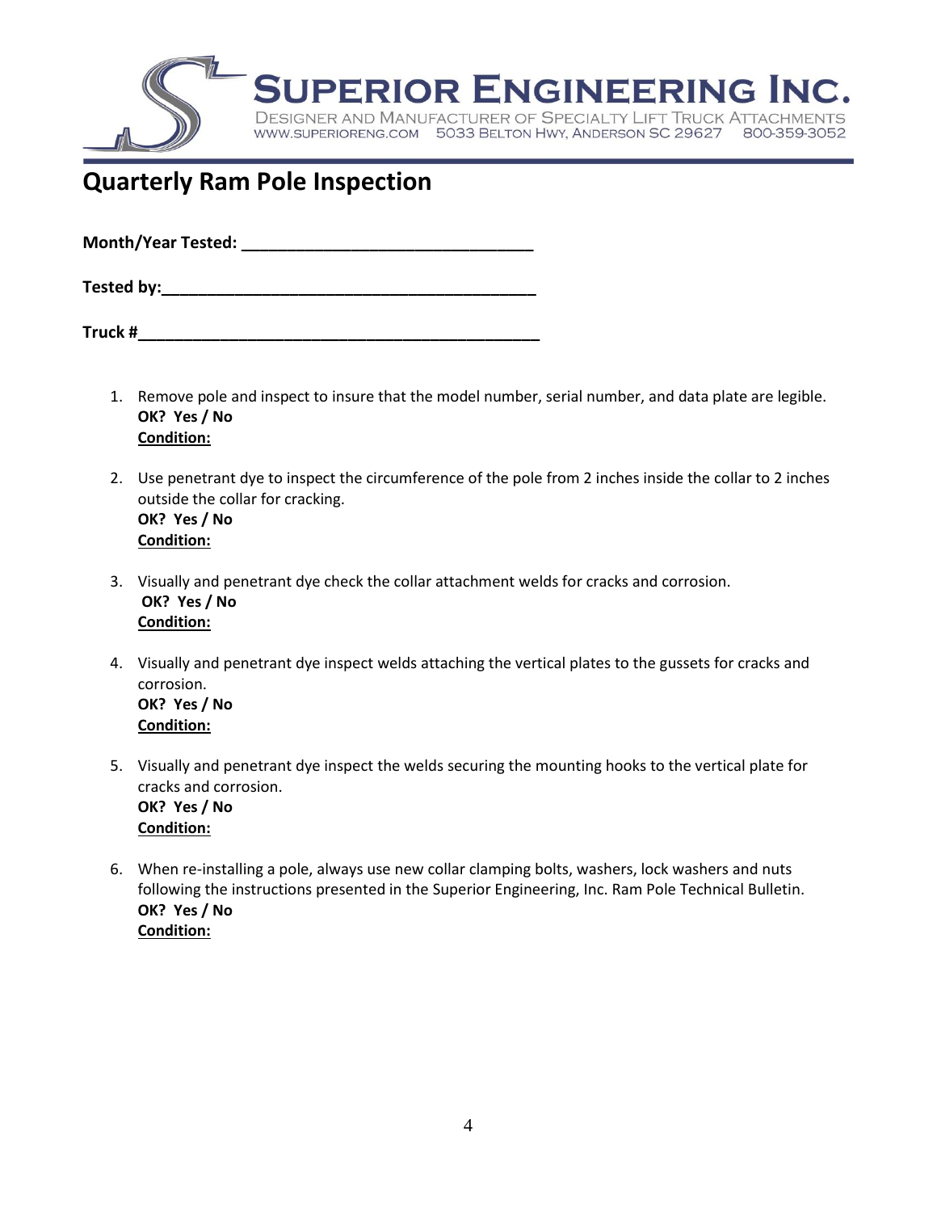**SUPERIOR ENGINEERING INC.**
DESIGNER AND MANUFACTURER OF SPECIALTY LIFT TRUCK ATTACHMENTS
WWW.SUPERIORENG.COM 5033 BELTON HWY, ANDERSON SC 29627 800-359-3052

# Quarterly Ram Pole Inspection

**Month/Year Tested: ________________________________**

**Tested by:__________________________________________**

**Truck #____________________________________________**

1. Remove pole and inspect to insure that the model number, serial number, and data plate are legible.
   **OK? Yes / No**
   **Condition:**

2. Use penetrant dye to inspect the circumference of the pole from 2 inches inside the collar to 2 inches outside the collar for cracking.
   **OK? Yes / No**
   **Condition:**

3. Visually and penetrant dye check the collar attachment welds for cracks and corrosion.
   **OK? Yes / No**
   **Condition:**

4. Visually and penetrant dye inspect welds attaching the vertical plates to the gussets for cracks and corrosion.
   **OK? Yes / No**
   **Condition:**

5. Visually and penetrant dye inspect the welds securing the mounting hooks to the vertical plate for cracks and corrosion.
   **OK? Yes / No**
   **Condition:**

6. When re-installing a pole, always use new collar clamping bolts, washers, lock washers and nuts following the instructions presented in the Superior Engineering, Inc. Ram Pole Technical Bulletin.
   **OK? Yes / No**
   **Condition:**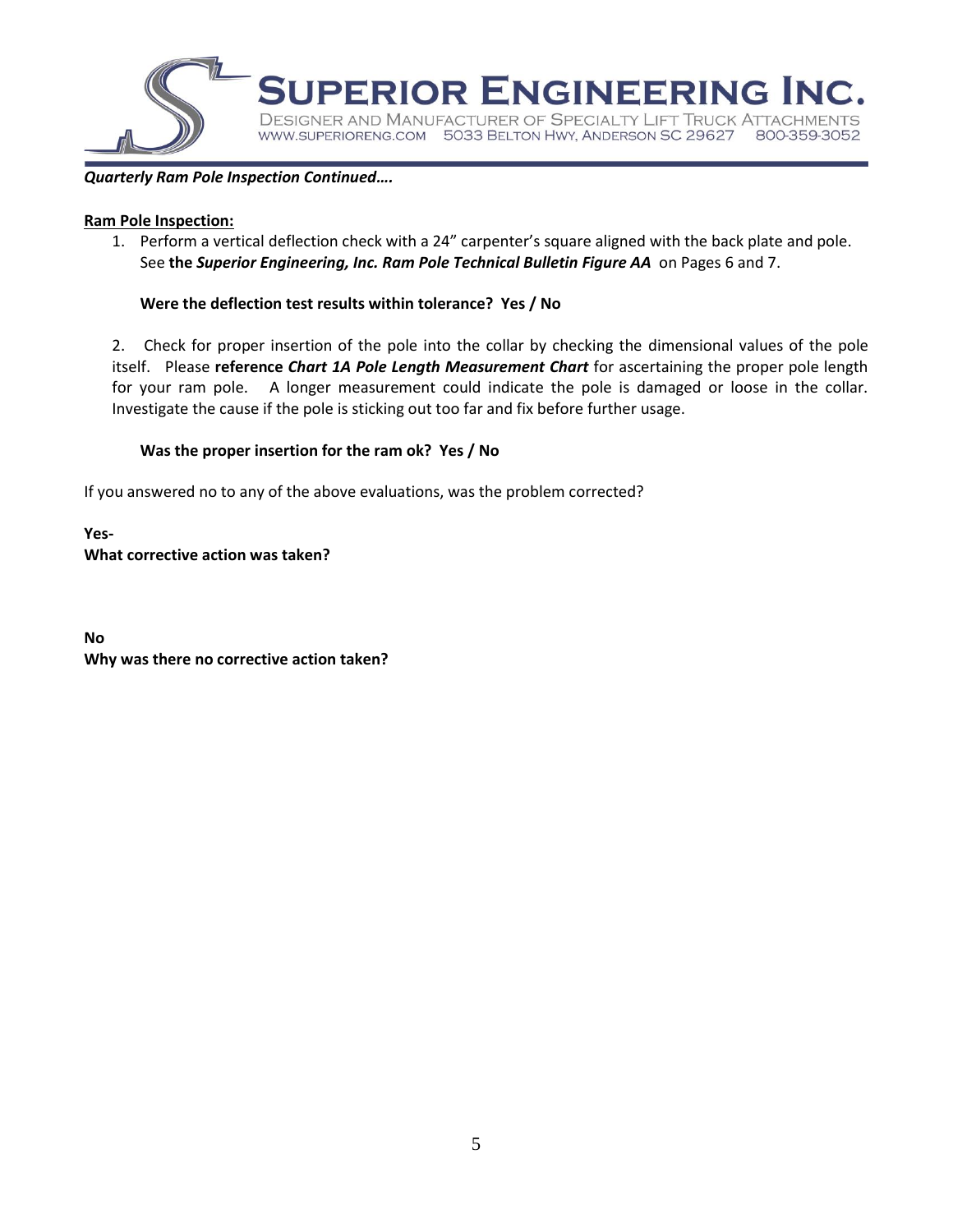***Quarterly Ram Pole Inspection Continued….***

**Ram Pole Inspection:**

1. Perform a vertical deflection check with a 24" carpenter's square aligned with the back plate and pole. See **the *Superior Engineering, Inc. Ram Pole Technical Bulletin Figure AA*** on Pages 6 and 7.

   **Were the deflection test results within tolerance? Yes / No**

2. Check for proper insertion of the pole into the collar by checking the dimensional values of the pole itself. Please **reference *Chart 1A Pole Length Measurement Chart*** for ascertaining the proper pole length for your ram pole. A longer measurement could indicate the pole is damaged or loose in the collar. Investigate the cause if the pole is sticking out too far and fix before further usage.

   **Was the proper insertion for the ram ok? Yes / No**

If you answered no to any of the above evaluations, was the problem corrected?

**Yes-**
**What corrective action was taken?**

**No**
**Why was there no corrective action taken?**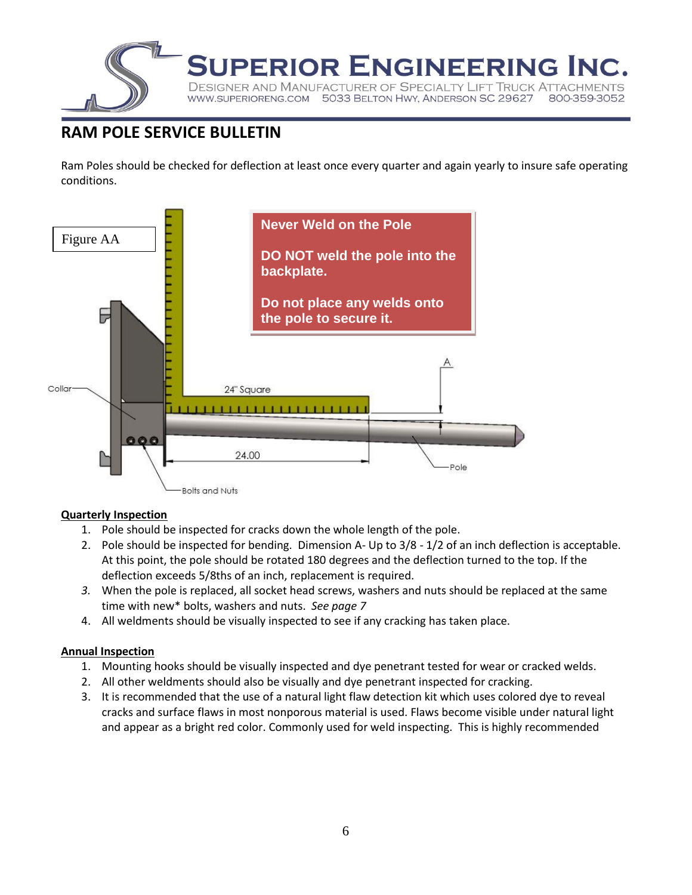# RAM POLE SERVICE BULLETIN

Ram Poles should be checked for deflection at least once every quarter and again yearly to insure safe operating conditions.

Figure AA

**Never Weld on the Pole**

**DO NOT weld the pole into the backplate.**

**Do not place any welds onto the pole to secure it.**

Collar

24" Square

A

24.00

Pole

Bolts and Nuts

**Quarterly Inspection**

1. Pole should be inspected for cracks down the whole length of the pole.
2. Pole should be inspected for bending. Dimension A- Up to 3/8 - 1/2 of an inch deflection is acceptable. At this point, the pole should be rotated 180 degrees and the deflection turned to the top. If the deflection exceeds 5/8ths of an inch, replacement is required.
3. When the pole is replaced, all socket head screws, washers and nuts should be replaced at the same time with new* bolts, washers and nuts. *See page 7*
4. All weldments should be visually inspected to see if any cracking has taken place.

**Annual Inspection**

1. Mounting hooks should be visually inspected and dye penetrant tested for wear or cracked welds.
2. All other weldments should also be visually and dye penetrant inspected for cracking.
3. It is recommended that the use of a natural light flaw detection kit which uses colored dye to reveal cracks and surface flaws in most nonporous material is used. Flaws become visible under natural light and appear as a bright red color. Commonly used for weld inspecting. This is highly recommended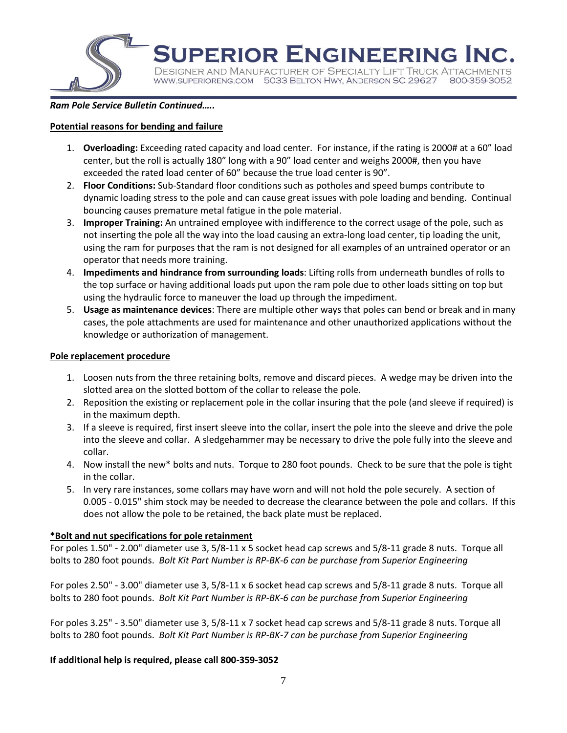*Ram Pole Service Bulletin Continued…..*

**Potential reasons for bending and failure**

1. **Overloading:** Exceeding rated capacity and load center. For instance, if the rating is 2000# at a 60" load center, but the roll is actually 180" long with a 90" load center and weighs 2000#, then you have exceeded the rated load center of 60" because the true load center is 90".
2. **Floor Conditions:** Sub-Standard floor conditions such as potholes and speed bumps contribute to dynamic loading stress to the pole and can cause great issues with pole loading and bending. Continual bouncing causes premature metal fatigue in the pole material.
3. **Improper Training:** An untrained employee with indifference to the correct usage of the pole, such as not inserting the pole all the way into the load causing an extra-long load center, tip loading the unit, using the ram for purposes that the ram is not designed for all examples of an untrained operator or an operator that needs more training.
4. **Impediments and hindrance from surrounding loads**: Lifting rolls from underneath bundles of rolls to the top surface or having additional loads put upon the ram pole due to other loads sitting on top but using the hydraulic force to maneuver the load up through the impediment.
5. **Usage as maintenance devices**: There are multiple other ways that poles can bend or break and in many cases, the pole attachments are used for maintenance and other unauthorized applications without the knowledge or authorization of management.

**Pole replacement procedure**

1. Loosen nuts from the three retaining bolts, remove and discard pieces. A wedge may be driven into the slotted area on the slotted bottom of the collar to release the pole.
2. Reposition the existing or replacement pole in the collar insuring that the pole (and sleeve if required) is in the maximum depth.
3. If a sleeve is required, first insert sleeve into the collar, insert the pole into the sleeve and drive the pole into the sleeve and collar. A sledgehammer may be necessary to drive the pole fully into the sleeve and collar.
4. Now install the new* bolts and nuts. Torque to 280 foot pounds. Check to be sure that the pole is tight in the collar.
5. In very rare instances, some collars may have worn and will not hold the pole securely. A section of 0.005 - 0.015" shim stock may be needed to decrease the clearance between the pole and collars. If this does not allow the pole to be retained, the back plate must be replaced.

**\*Bolt and nut specifications for pole retainment**

For poles 1.50" - 2.00" diameter use 3, 5/8-11 x 5 socket head cap screws and 5/8-11 grade 8 nuts. Torque all bolts to 280 foot pounds. *Bolt Kit Part Number is RP-BK-6 can be purchase from Superior Engineering*

For poles 2.50" - 3.00" diameter use 3, 5/8-11 x 6 socket head cap screws and 5/8-11 grade 8 nuts. Torque all bolts to 280 foot pounds. *Bolt Kit Part Number is RP-BK-6 can be purchase from Superior Engineering*

For poles 3.25" - 3.50" diameter use 3, 5/8-11 x 7 socket head cap screws and 5/8-11 grade 8 nuts. Torque all bolts to 280 foot pounds. *Bolt Kit Part Number is RP-BK-7 can be purchase from Superior Engineering*

**If additional help is required, please call 800-359-3052**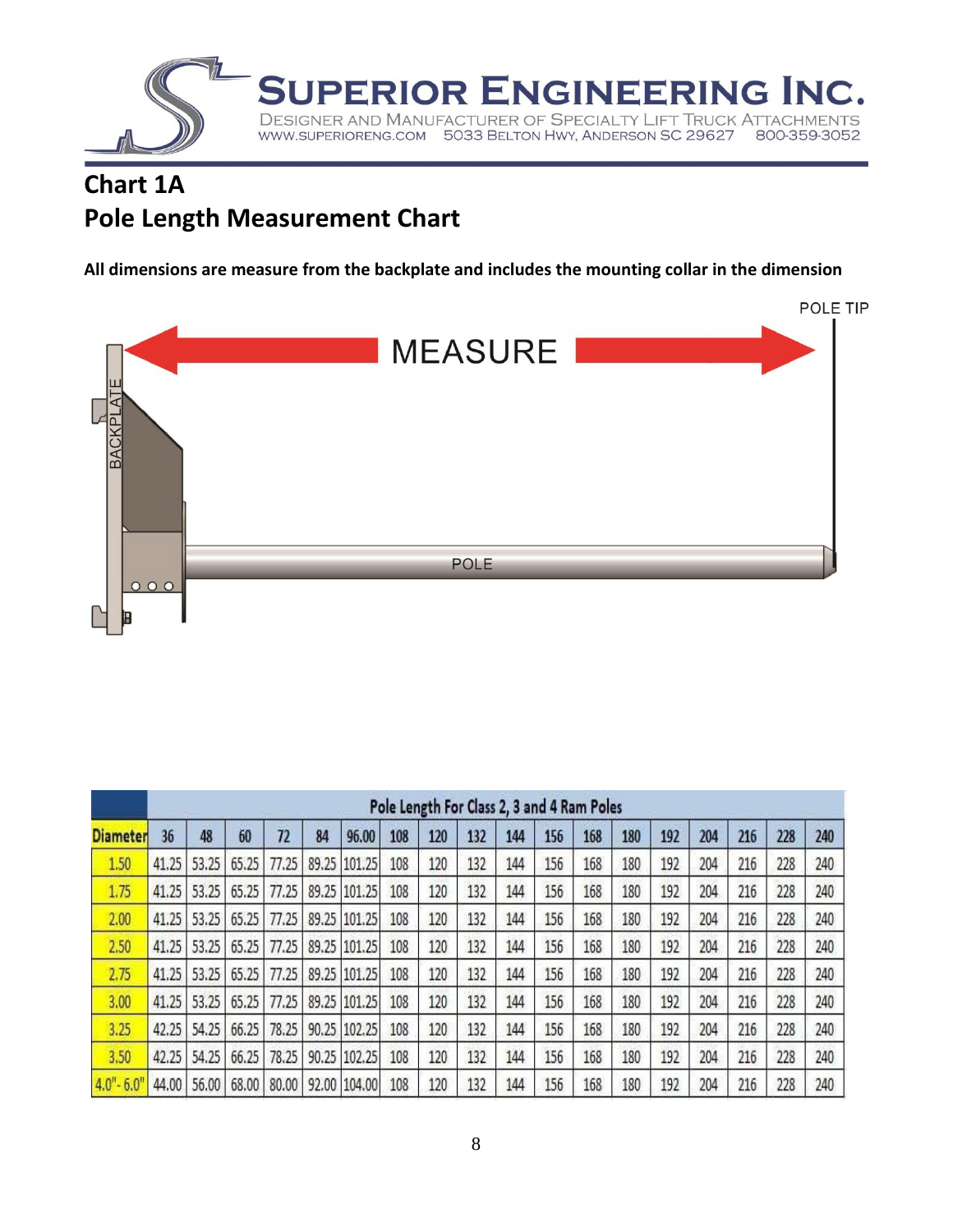**SUPERIOR ENGINEERING INC.**

DESIGNER AND MANUFACTURER OF SPECIALTY LIFT TRUCK ATTACHMENTS
WWW.SUPERIORENG.COM 5033 BELTON HWY, ANDERSON SC 29627 800-359-3052

# Chart 1A
# Pole Length Measurement Chart

**All dimensions are measure from the backplate and includes the mounting collar in the dimension**

POLE TIP

MEASURE

BACKPLATE

POLE

| | Pole Length For Class 2, 3 and 4 Ram Poles | | | | | | | | | | | | | | | | | |
|---|---|---|---|---|---|---|---|---|---|---|---|---|---|---|---|---|---|---|
| **Diameter** | 36 | 48 | 60 | 72 | 84 | 96.00 | 108 | 120 | 132 | 144 | 156 | 168 | 180 | 192 | 204 | 216 | 228 | 240 |
| 1.50 | 41.25 | 53.25 | 65.25 | 77.25 | 89.25 | 101.25 | 108 | 120 | 132 | 144 | 156 | 168 | 180 | 192 | 204 | 216 | 228 | 240 |
| 1.75 | 41.25 | 53.25 | 65.25 | 77.25 | 89.25 | 101.25 | 108 | 120 | 132 | 144 | 156 | 168 | 180 | 192 | 204 | 216 | 228 | 240 |
| 2.00 | 41.25 | 53.25 | 65.25 | 77.25 | 89.25 | 101.25 | 108 | 120 | 132 | 144 | 156 | 168 | 180 | 192 | 204 | 216 | 228 | 240 |
| 2.50 | 41.25 | 53.25 | 65.25 | 77.25 | 89.25 | 101.25 | 108 | 120 | 132 | 144 | 156 | 168 | 180 | 192 | 204 | 216 | 228 | 240 |
| 2.75 | 41.25 | 53.25 | 65.25 | 77.25 | 89.25 | 101.25 | 108 | 120 | 132 | 144 | 156 | 168 | 180 | 192 | 204 | 216 | 228 | 240 |
| 3.00 | 41.25 | 53.25 | 65.25 | 77.25 | 89.25 | 101.25 | 108 | 120 | 132 | 144 | 156 | 168 | 180 | 192 | 204 | 216 | 228 | 240 |
| 3.25 | 42.25 | 54.25 | 66.25 | 78.25 | 90.25 | 102.25 | 108 | 120 | 132 | 144 | 156 | 168 | 180 | 192 | 204 | 216 | 228 | 240 |
| 3.50 | 42.25 | 54.25 | 66.25 | 78.25 | 90.25 | 102.25 | 108 | 120 | 132 | 144 | 156 | 168 | 180 | 192 | 204 | 216 | 228 | 240 |
| 4.0"- 6.0" | 44.00 | 56.00 | 68.00 | 80.00 | 92.00 | 104.00 | 108 | 120 | 132 | 144 | 156 | 168 | 180 | 192 | 204 | 216 | 228 | 240 |